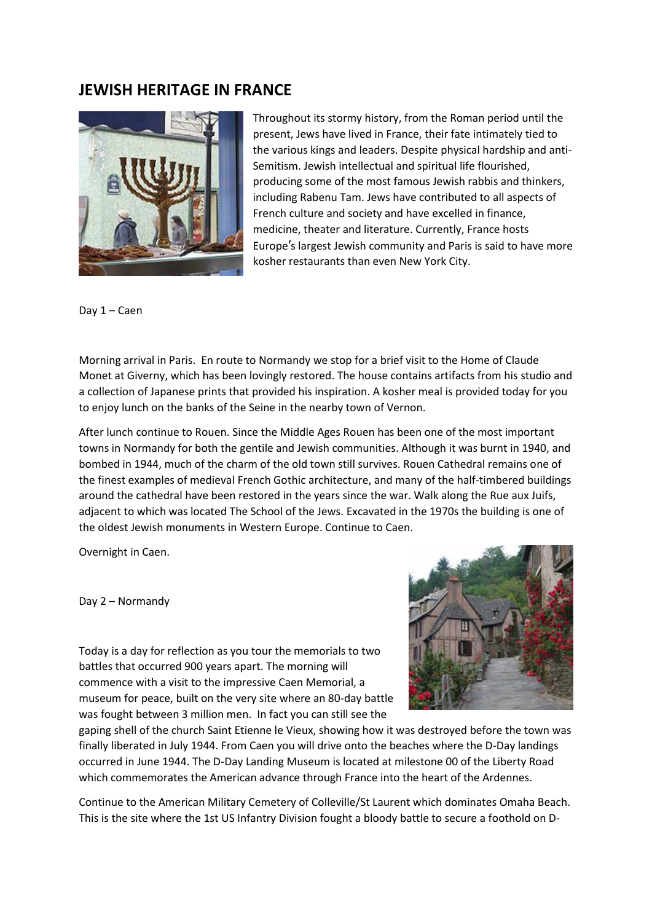# JEWISH HERITAGE IN FRANCE

Throughout its stormy history, from the Roman period until the present, Jews have lived in France, their fate intimately tied to the various kings and leaders. Despite physical hardship and anti-Semitism. Jewish intellectual and spiritual life flourished, producing some of the most famous Jewish rabbis and thinkers, including Rabenu Tam. Jews have contributed to all aspects of French culture and society and have excelled in finance, medicine, theater and literature. Currently, France hosts Europe's largest Jewish community and Paris is said to have more kosher restaurants than even New York City.

Day 1 – Caen

Morning arrival in Paris. En route to Normandy we stop for a brief visit to the Home of Claude Monet at Giverny, which has been lovingly restored. The house contains artifacts from his studio and a collection of Japanese prints that provided his inspiration. A kosher meal is provided today for you to enjoy lunch on the banks of the Seine in the nearby town of Vernon.

After lunch continue to Rouen. Since the Middle Ages Rouen has been one of the most important towns in Normandy for both the gentile and Jewish communities. Although it was burnt in 1940, and bombed in 1944, much of the charm of the old town still survives. Rouen Cathedral remains one of the finest examples of medieval French Gothic architecture, and many of the half-timbered buildings around the cathedral have been restored in the years since the war. Walk along the Rue aux Juifs, adjacent to which was located The School of the Jews. Excavated in the 1970s the building is one of the oldest Jewish monuments in Western Europe. Continue to Caen.

Overnight in Caen.

Day 2 – Normandy

Today is a day for reflection as you tour the memorials to two battles that occurred 900 years apart. The morning will commence with a visit to the impressive Caen Memorial, a museum for peace, built on the very site where an 80-day battle was fought between 3 million men. In fact you can still see the gaping shell of the church Saint Etienne le Vieux, showing how it was destroyed before the town was finally liberated in July 1944. From Caen you will drive onto the beaches where the D-Day landings occurred in June 1944. The D-Day Landing Museum is located at milestone 00 of the Liberty Road which commemorates the American advance through France into the heart of the Ardennes.

Continue to the American Military Cemetery of Colleville/St Laurent which dominates Omaha Beach. This is the site where the 1st US Infantry Division fought a bloody battle to secure a foothold on D-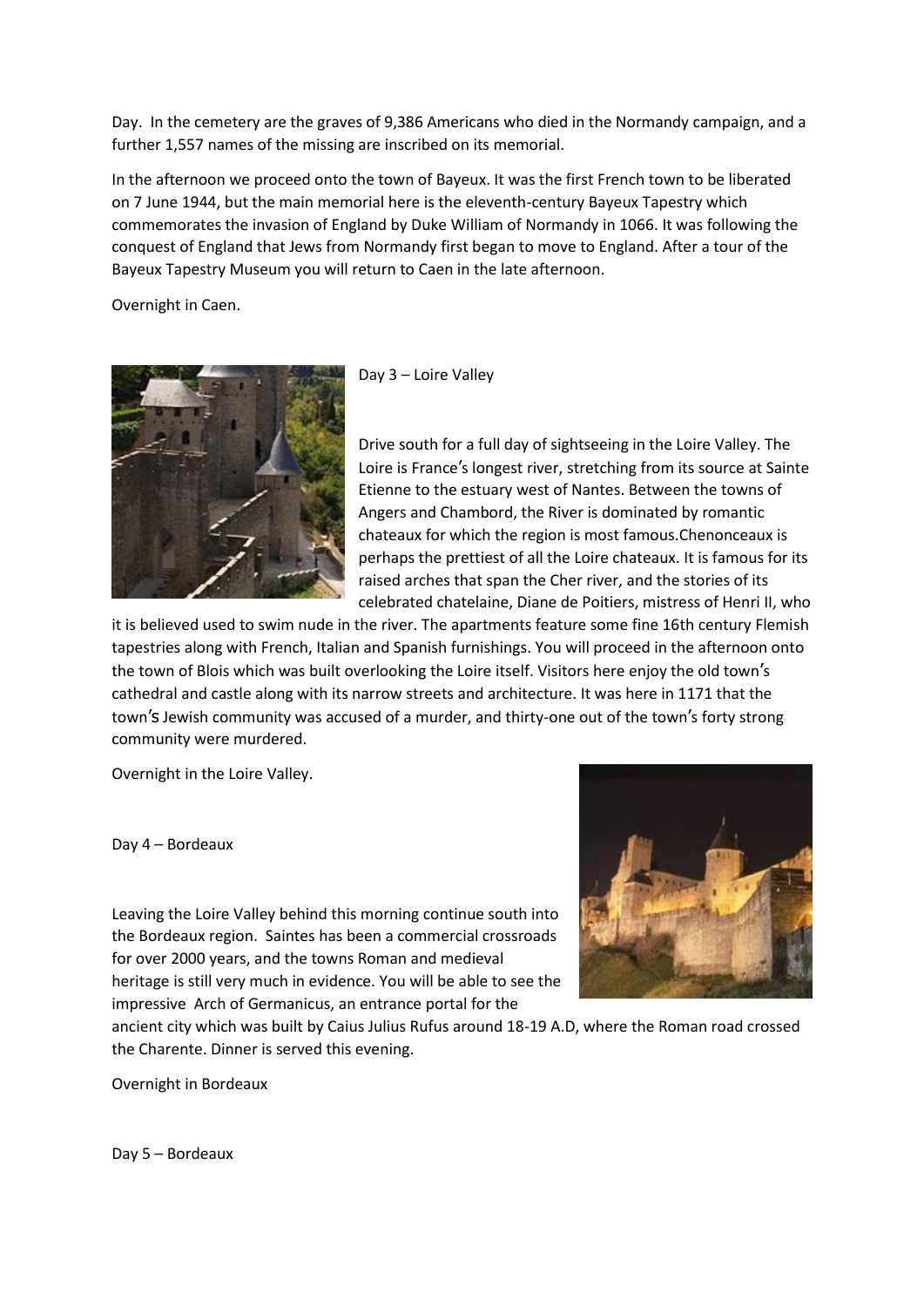Day. In the cemetery are the graves of 9,386 Americans who died in the Normandy campaign, and a further 1,557 names of the missing are inscribed on its memorial.

In the afternoon we proceed onto the town of Bayeux. It was the first French town to be liberated on 7 June 1944, but the main memorial here is the eleventh-century Bayeux Tapestry which commemorates the invasion of England by Duke William of Normandy in 1066. It was following the conquest of England that Jews from Normandy first began to move to England. After a tour of the Bayeux Tapestry Museum you will return to Caen in the late afternoon.

Overnight in Caen.

Day 3 – Loire Valley

Drive south for a full day of sightseeing in the Loire Valley. The Loire is France's longest river, stretching from its source at Sainte Etienne to the estuary west of Nantes. Between the towns of Angers and Chambord, the River is dominated by romantic chateaux for which the region is most famous.Chenonceaux is perhaps the prettiest of all the Loire chateaux. It is famous for its raised arches that span the Cher river, and the stories of its celebrated chatelaine, Diane de Poitiers, mistress of Henri II, who it is believed used to swim nude in the river. The apartments feature some fine 16th century Flemish tapestries along with French, Italian and Spanish furnishings. You will proceed in the afternoon onto the town of Blois which was built overlooking the Loire itself. Visitors here enjoy the old town's cathedral and castle along with its narrow streets and architecture. It was here in 1171 that the town's Jewish community was accused of a murder, and thirty-one out of the town's forty strong community were murdered.

Overnight in the Loire Valley.

Day 4 – Bordeaux

Leaving the Loire Valley behind this morning continue south into the Bordeaux region. Saintes has been a commercial crossroads for over 2000 years, and the towns Roman and medieval heritage is still very much in evidence. You will be able to see the impressive Arch of Germanicus, an entrance portal for the ancient city which was built by Caius Julius Rufus around 18-19 A.D, where the Roman road crossed the Charente. Dinner is served this evening.

Overnight in Bordeaux

Day 5 – Bordeaux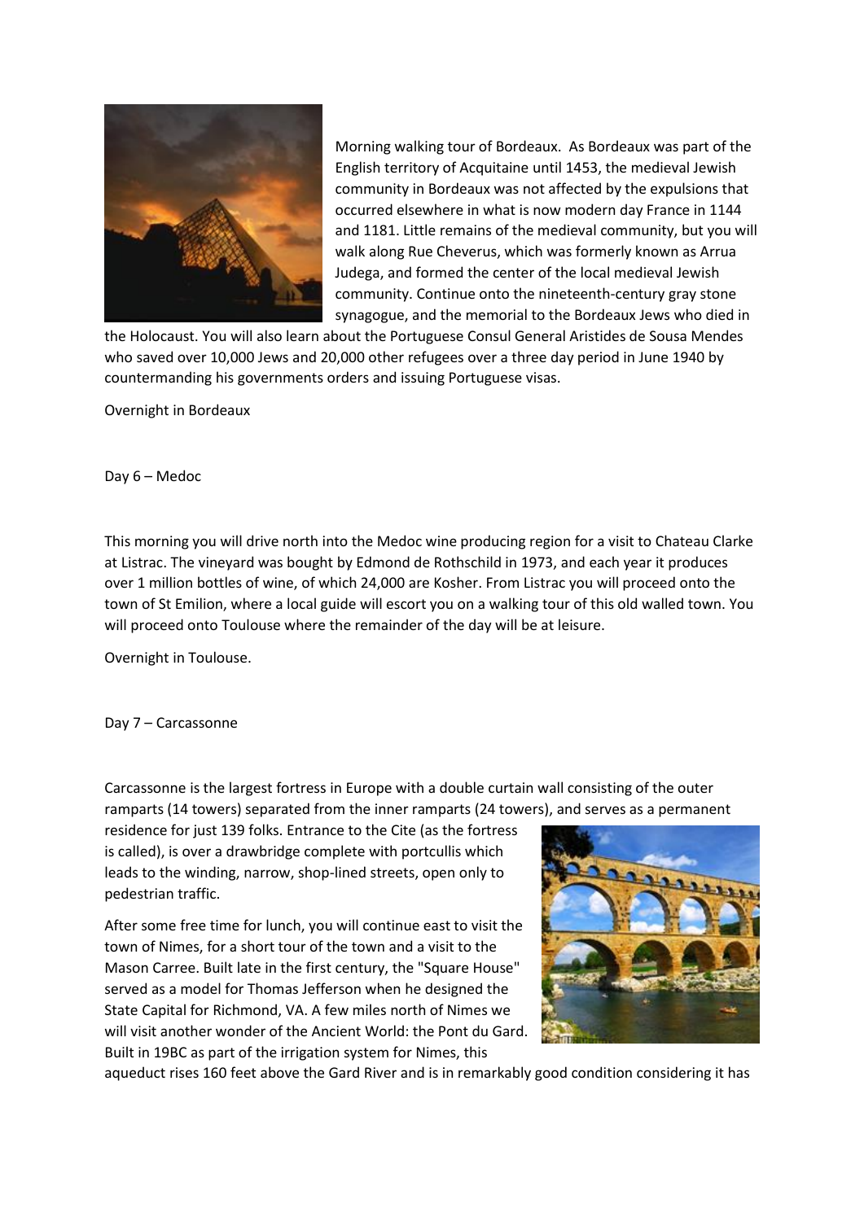Morning walking tour of Bordeaux. As Bordeaux was part of the English territory of Acquitaine until 1453, the medieval Jewish community in Bordeaux was not affected by the expulsions that occurred elsewhere in what is now modern day France in 1144 and 1181. Little remains of the medieval community, but you will walk along Rue Cheverus, which was formerly known as Arrua Judega, and formed the center of the local medieval Jewish community. Continue onto the nineteenth-century gray stone synagogue, and the memorial to the Bordeaux Jews who died in the Holocaust. You will also learn about the Portuguese Consul General Aristides de Sousa Mendes who saved over 10,000 Jews and 20,000 other refugees over a three day period in June 1940 by countermanding his governments orders and issuing Portuguese visas.

Overnight in Bordeaux

Day 6 – Medoc

This morning you will drive north into the Medoc wine producing region for a visit to Chateau Clarke at Listrac. The vineyard was bought by Edmond de Rothschild in 1973, and each year it produces over 1 million bottles of wine, of which 24,000 are Kosher. From Listrac you will proceed onto the town of St Emilion, where a local guide will escort you on a walking tour of this old walled town. You will proceed onto Toulouse where the remainder of the day will be at leisure.

Overnight in Toulouse.

Day 7 – Carcassonne

Carcassonne is the largest fortress in Europe with a double curtain wall consisting of the outer ramparts (14 towers) separated from the inner ramparts (24 towers), and serves as a permanent residence for just 139 folks. Entrance to the Cite (as the fortress is called), is over a drawbridge complete with portcullis which leads to the winding, narrow, shop-lined streets, open only to pedestrian traffic.

After some free time for lunch, you will continue east to visit the town of Nimes, for a short tour of the town and a visit to the Mason Carree. Built late in the first century, the "Square House" served as a model for Thomas Jefferson when he designed the State Capital for Richmond, VA. A few miles north of Nimes we will visit another wonder of the Ancient World: the Pont du Gard. Built in 19BC as part of the irrigation system for Nimes, this aqueduct rises 160 feet above the Gard River and is in remarkably good condition considering it has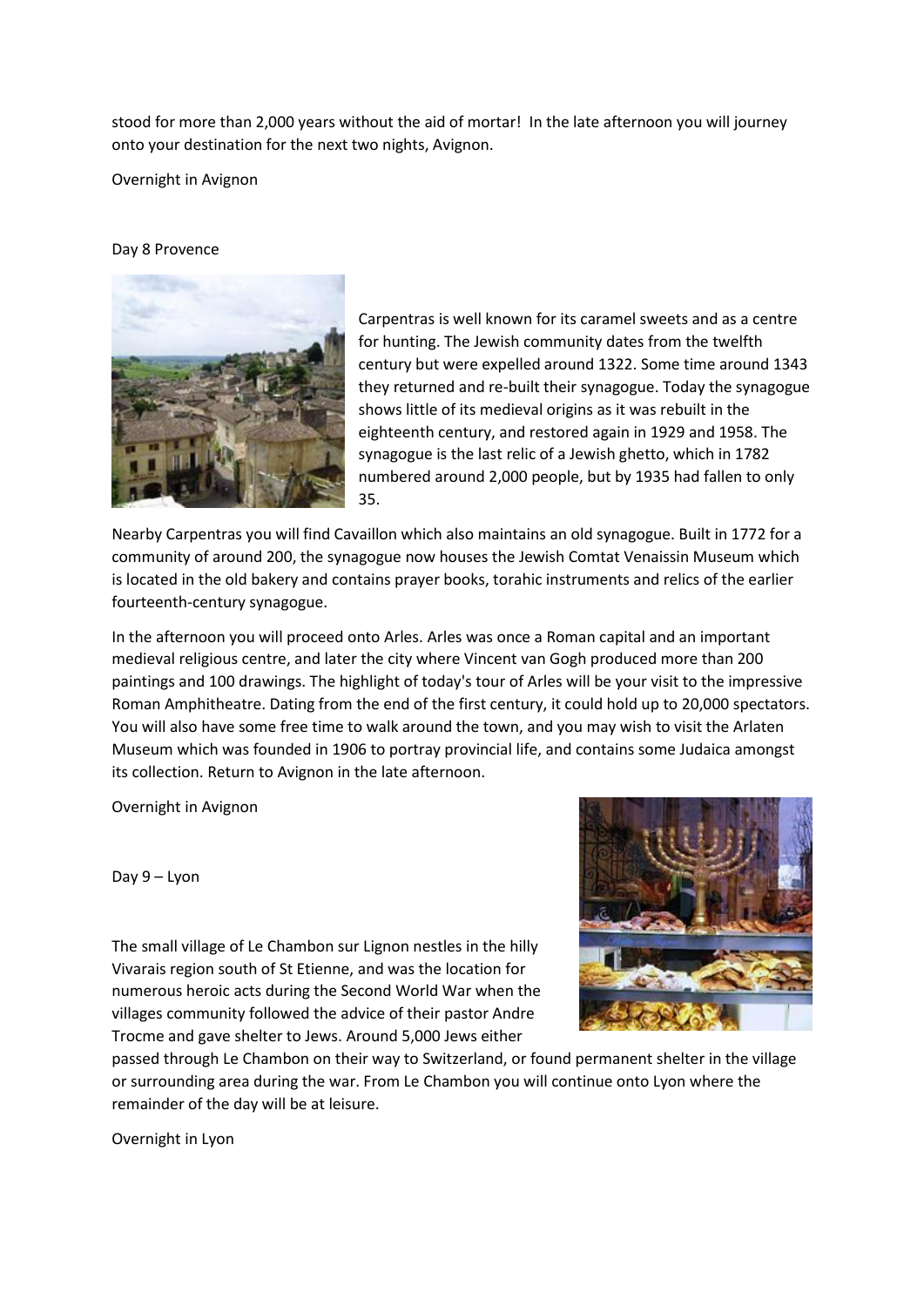stood for more than 2,000 years without the aid of mortar! In the late afternoon you will journey onto your destination for the next two nights, Avignon.

Overnight in Avignon

Day 8 Provence

Carpentras is well known for its caramel sweets and as a centre for hunting. The Jewish community dates from the twelfth century but were expelled around 1322. Some time around 1343 they returned and re-built their synagogue. Today the synagogue shows little of its medieval origins as it was rebuilt in the eighteenth century, and restored again in 1929 and 1958. The synagogue is the last relic of a Jewish ghetto, which in 1782 numbered around 2,000 people, but by 1935 had fallen to only 35.

Nearby Carpentras you will find Cavaillon which also maintains an old synagogue. Built in 1772 for a community of around 200, the synagogue now houses the Jewish Comtat Venaissin Museum which is located in the old bakery and contains prayer books, torahic instruments and relics of the earlier fourteenth-century synagogue.

In the afternoon you will proceed onto Arles. Arles was once a Roman capital and an important medieval religious centre, and later the city where Vincent van Gogh produced more than 200 paintings and 100 drawings. The highlight of today's tour of Arles will be your visit to the impressive Roman Amphitheatre. Dating from the end of the first century, it could hold up to 20,000 spectators. You will also have some free time to walk around the town, and you may wish to visit the Arlaten Museum which was founded in 1906 to portray provincial life, and contains some Judaica amongst its collection. Return to Avignon in the late afternoon.

Overnight in Avignon

Day 9 – Lyon

The small village of Le Chambon sur Lignon nestles in the hilly Vivarais region south of St Etienne, and was the location for numerous heroic acts during the Second World War when the villages community followed the advice of their pastor Andre Trocme and gave shelter to Jews. Around 5,000 Jews either passed through Le Chambon on their way to Switzerland, or found permanent shelter in the village or surrounding area during the war. From Le Chambon you will continue onto Lyon where the remainder of the day will be at leisure.

Overnight in Lyon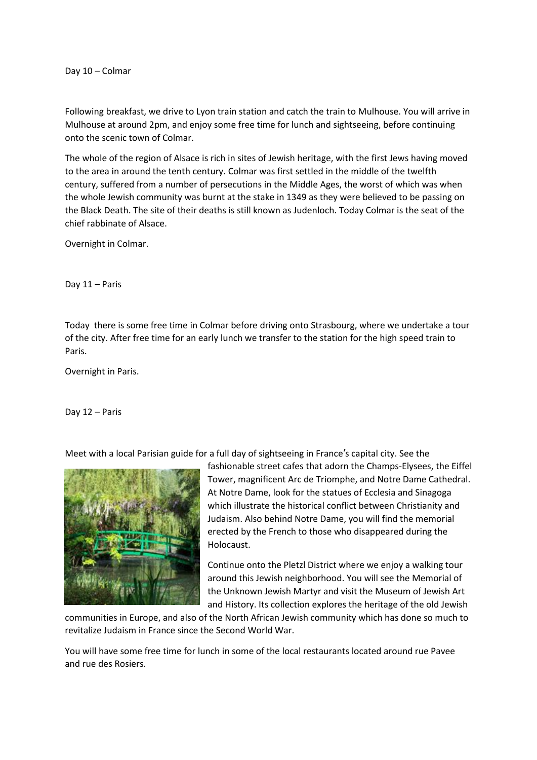## Day 10 – Colmar

Following breakfast, we drive to Lyon train station and catch the train to Mulhouse. You will arrive in Mulhouse at around 2pm, and enjoy some free time for lunch and sightseeing, before continuing onto the scenic town of Colmar.

The whole of the region of Alsace is rich in sites of Jewish heritage, with the first Jews having moved to the area in around the tenth century. Colmar was first settled in the middle of the twelfth century, suffered from a number of persecutions in the Middle Ages, the worst of which was when the whole Jewish community was burnt at the stake in 1349 as they were believed to be passing on the Black Death. The site of their deaths is still known as Judenloch. Today Colmar is the seat of the chief rabbinate of Alsace.

Overnight in Colmar.

## Day 11 – Paris

Today there is some free time in Colmar before driving onto Strasbourg, where we undertake a tour of the city. After free time for an early lunch we transfer to the station for the high speed train to Paris.

Overnight in Paris.

## Day 12 – Paris

Meet with a local Parisian guide for a full day of sightseeing in France's capital city. See the fashionable street cafes that adorn the Champs-Elysees, the Eiffel Tower, magnificent Arc de Triomphe, and Notre Dame Cathedral. At Notre Dame, look for the statues of Ecclesia and Sinagoga which illustrate the historical conflict between Christianity and Judaism. Also behind Notre Dame, you will find the memorial erected by the French to those who disappeared during the Holocaust.

Continue onto the Pletzl District where we enjoy a walking tour around this Jewish neighborhood. You will see the Memorial of the Unknown Jewish Martyr and visit the Museum of Jewish Art and History. Its collection explores the heritage of the old Jewish communities in Europe, and also of the North African Jewish community which has done so much to revitalize Judaism in France since the Second World War.

You will have some free time for lunch in some of the local restaurants located around rue Pavee and rue des Rosiers.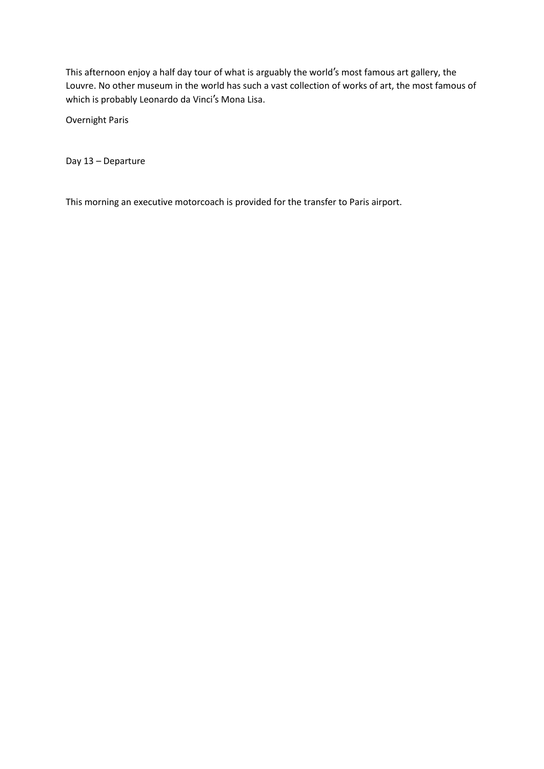This afternoon enjoy a half day tour of what is arguably the world's most famous art gallery, the Louvre. No other museum in the world has such a vast collection of works of art, the most famous of which is probably Leonardo da Vinci's Mona Lisa.

Overnight Paris

Day 13 – Departure

This morning an executive motorcoach is provided for the transfer to Paris airport.